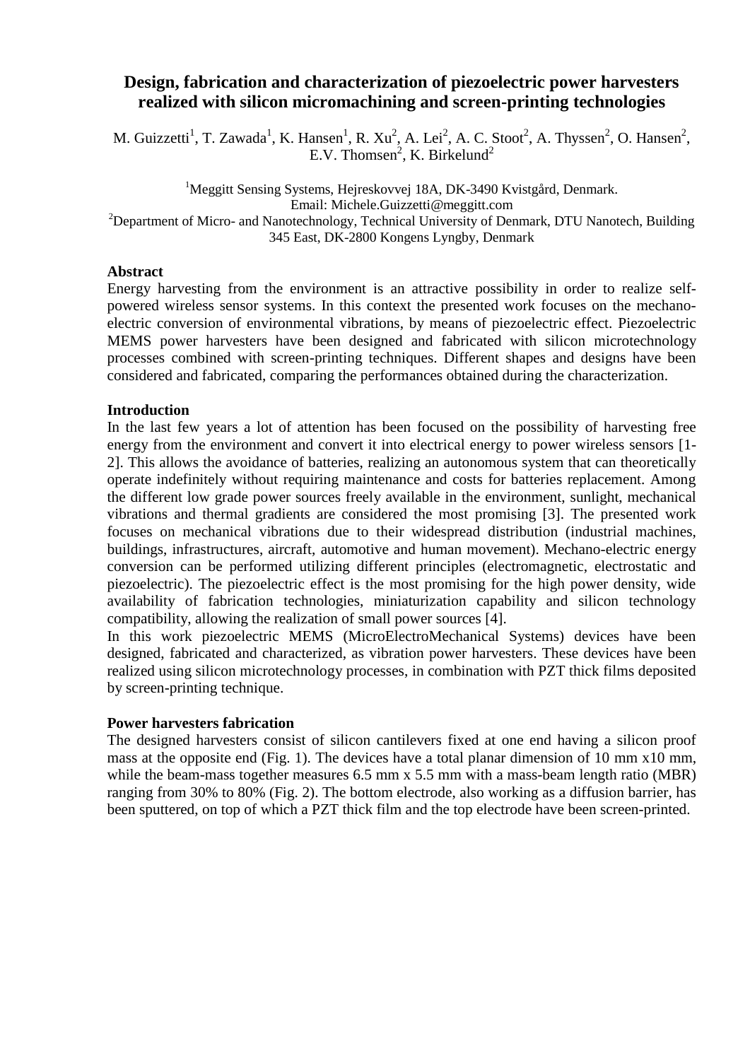# Design, fabrication and characterization of piezoelectric power harvesters realized with silicon micromachining and screen-printing technologies

M. Guizzetti[1], T. Zawada[1], K. Hansen[1], R. Xu[2], A. Lei[2], A. C. Stoot[2], A. Thyssen[2], O. Hansen[2], E.V. Thomsen[2], K. Birkelund[2]

[1]Meggitt Sensing Systems, Hejreskovvej 18A, DK-3490 Kvistgård, Denmark.
Email: Michele.Guizzetti@meggitt.com
[2]Department of Micro- and Nanotechnology, Technical University of Denmark, DTU Nanotech, Building 345 East, DK-2800 Kongens Lyngby, Denmark

## Abstract

Energy harvesting from the environment is an attractive possibility in order to realize self-powered wireless sensor systems. In this context the presented work focuses on the mechano-electric conversion of environmental vibrations, by means of piezoelectric effect. Piezoelectric MEMS power harvesters have been designed and fabricated with silicon microtechnology processes combined with screen-printing techniques. Different shapes and designs have been considered and fabricated, comparing the performances obtained during the characterization.

## Introduction

In the last few years a lot of attention has been focused on the possibility of harvesting free energy from the environment and convert it into electrical energy to power wireless sensors [1-2]. This allows the avoidance of batteries, realizing an autonomous system that can theoretically operate indefinitely without requiring maintenance and costs for batteries replacement. Among the different low grade power sources freely available in the environment, sunlight, mechanical vibrations and thermal gradients are considered the most promising [3]. The presented work focuses on mechanical vibrations due to their widespread distribution (industrial machines, buildings, infrastructures, aircraft, automotive and human movement). Mechano-electric energy conversion can be performed utilizing different principles (electromagnetic, electrostatic and piezoelectric). The piezoelectric effect is the most promising for the high power density, wide availability of fabrication technologies, miniaturization capability and silicon technology compatibility, allowing the realization of small power sources [4].

In this work piezoelectric MEMS (MicroElectroMechanical Systems) devices have been designed, fabricated and characterized, as vibration power harvesters. These devices have been realized using silicon microtechnology processes, in combination with PZT thick films deposited by screen-printing technique.

## Power harvesters fabrication

The designed harvesters consist of silicon cantilevers fixed at one end having a silicon proof mass at the opposite end (Fig. 1). The devices have a total planar dimension of 10 mm x10 mm, while the beam-mass together measures 6.5 mm x 5.5 mm with a mass-beam length ratio (MBR) ranging from 30% to 80% (Fig. 2). The bottom electrode, also working as a diffusion barrier, has been sputtered, on top of which a PZT thick film and the top electrode have been screen-printed.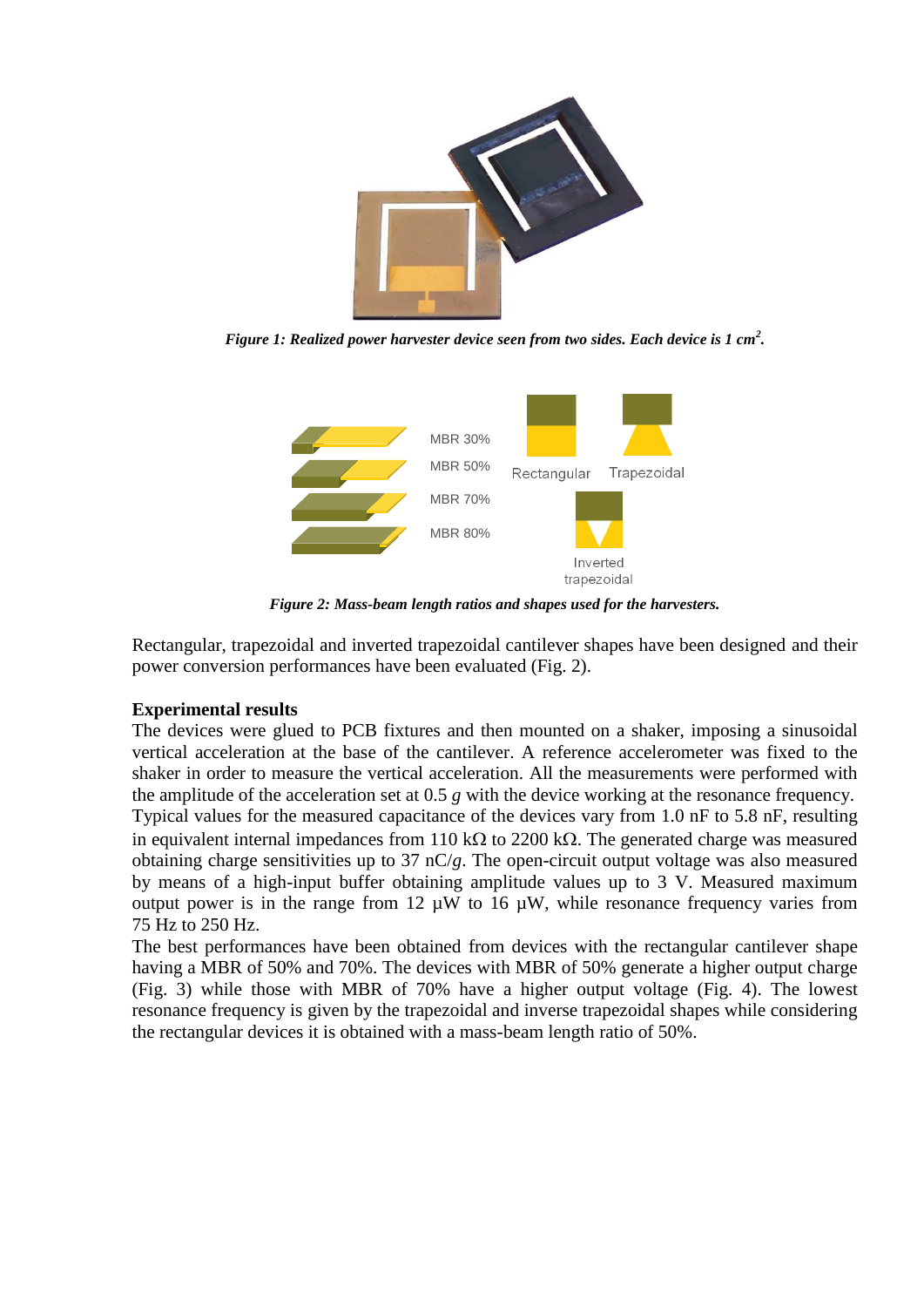*Figure 1: Realized power harvester device seen from two sides. Each device is 1 cm$^2$.*

*Figure 2: Mass-beam length ratios and shapes used for the harvesters.*

Rectangular, trapezoidal and inverted trapezoidal cantilever shapes have been designed and their power conversion performances have been evaluated (Fig. 2).

**Experimental results**

The devices were glued to PCB fixtures and then mounted on a shaker, imposing a sinusoidal vertical acceleration at the base of the cantilever. A reference accelerometer was fixed to the shaker in order to measure the vertical acceleration. All the measurements were performed with the amplitude of the acceleration set at 0.5 $g$ with the device working at the resonance frequency. Typical values for the measured capacitance of the devices vary from 1.0 nF to 5.8 nF, resulting in equivalent internal impedances from 110 kΩ to 2200 kΩ. The generated charge was measured obtaining charge sensitivities up to 37 nC/$g$. The open-circuit output voltage was also measured by means of a high-input buffer obtaining amplitude values up to 3 V. Measured maximum output power is in the range from 12 µW to 16 µW, while resonance frequency varies from 75 Hz to 250 Hz.

The best performances have been obtained from devices with the rectangular cantilever shape having a MBR of 50% and 70%. The devices with MBR of 50% generate a higher output charge (Fig. 3) while those with MBR of 70% have a higher output voltage (Fig. 4). The lowest resonance frequency is given by the trapezoidal and inverse trapezoidal shapes while considering the rectangular devices it is obtained with a mass-beam length ratio of 50%.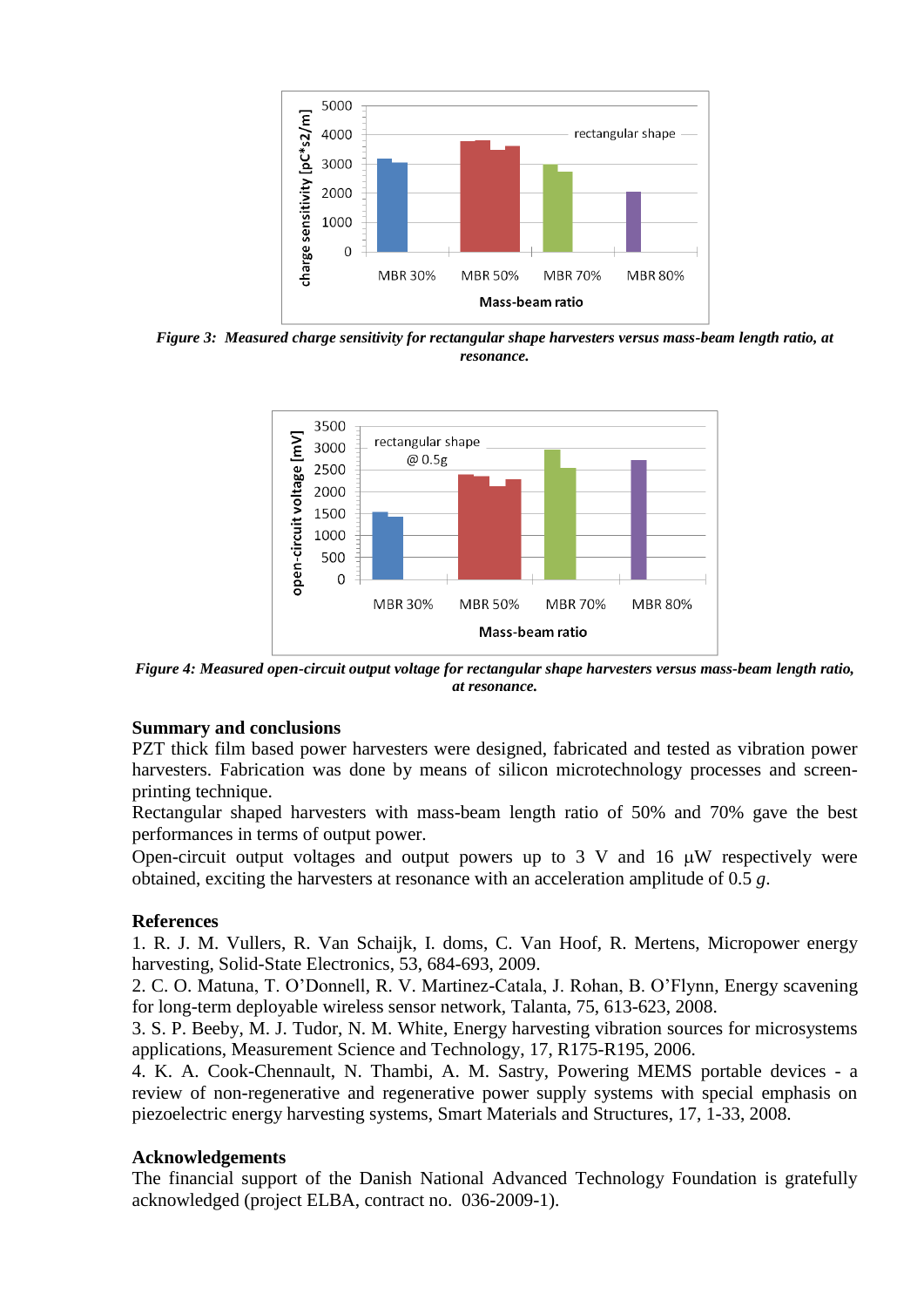5000
4000
3000
2000
1000
0

charge sensitivity [pC*s2/m]

rectangular shape

MBR 30%
MBR 50%
MBR 70%
MBR 80%

Mass-beam ratio

*Figure 3: Measured charge sensitivity for rectangular shape harvesters versus mass-beam length ratio, at resonance.*

3500
3000
2500
2000
1500
1000
500
0

open-circuit voltage [mV]

rectangular shape
@ 0.5g

MBR 30%
MBR 50%
MBR 70%
MBR 80%

Mass-beam ratio

*Figure 4: Measured open-circuit output voltage for rectangular shape harvesters versus mass-beam length ratio, at resonance.*

## Summary and conclusions

PZT thick film based power harvesters were designed, fabricated and tested as vibration power harvesters. Fabrication was done by means of silicon microtechnology processes and screen-printing technique.

Rectangular shaped harvesters with mass-beam length ratio of 50% and 70% gave the best performances in terms of output power.

Open-circuit output voltages and output powers up to 3 V and 16 μW respectively were obtained, exciting the harvesters at resonance with an acceleration amplitude of 0.5 *g*.

## References

1. R. J. M. Vullers, R. Van Schaijk, I. doms, C. Van Hoof, R. Mertens, Micropower energy harvesting, Solid-State Electronics, 53, 684-693, 2009.
2. C. O. Matuna, T. O'Donnell, R. V. Martinez-Catala, J. Rohan, B. O'Flynn, Energy scavenging for long-term deployable wireless sensor network, Talanta, 75, 613-623, 2008.
3. S. P. Beeby, M. J. Tudor, N. M. White, Energy harvesting vibration sources for microsystems applications, Measurement Science and Technology, 17, R175-R195, 2006.
4. K. A. Cook-Chennault, N. Thambi, A. M. Sastry, Powering MEMS portable devices - a review of non-regenerative and regenerative power supply systems with special emphasis on piezoelectric energy harvesting systems, Smart Materials and Structures, 17, 1-33, 2008.

## Acknowledgements

The financial support of the Danish National Advanced Technology Foundation is gratefully acknowledged (project ELBA, contract no. 036-2009-1).